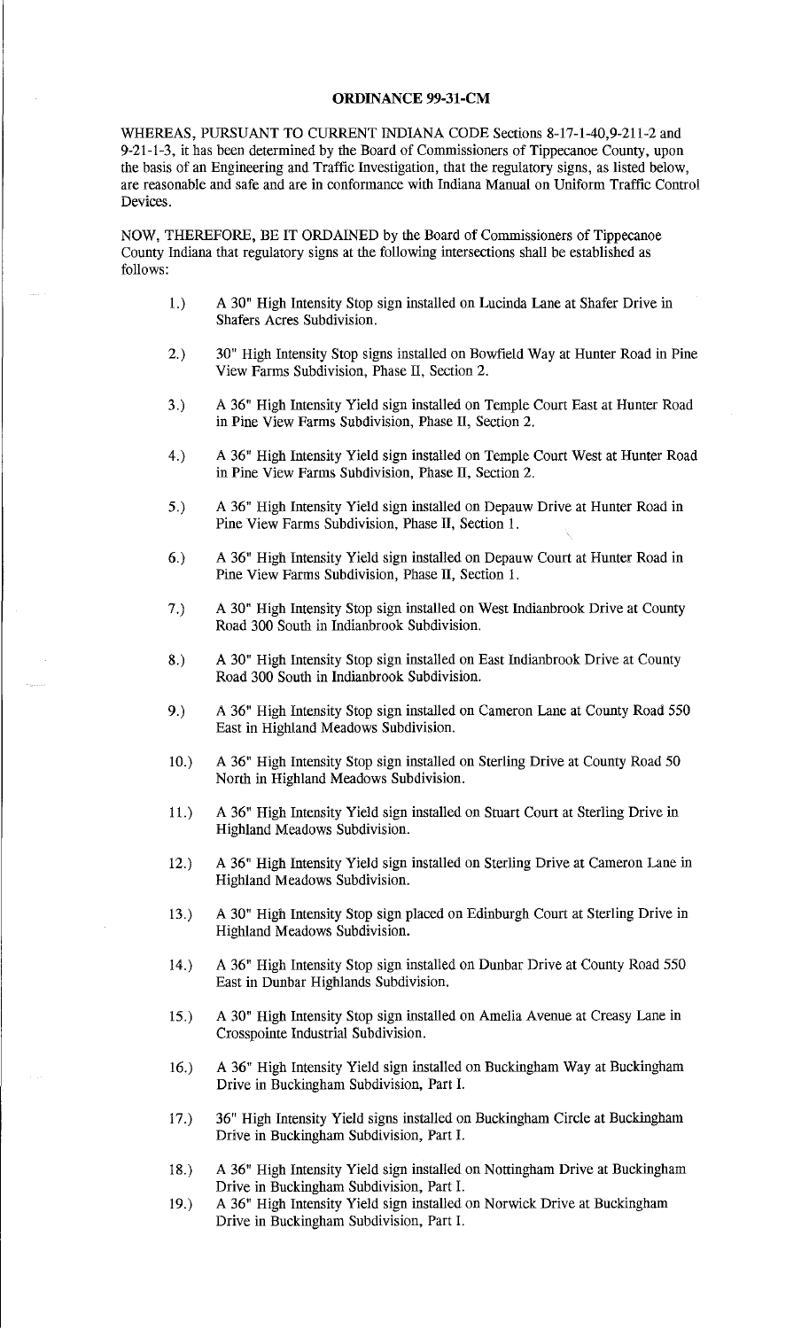# ORDINANCE 99-31-CM

WHEREAS, PURSUANT TO CURRENT INDIANA CODE Sections 8-17-1-40,9-211-2 and 9-21-1-3, it has been determined by the Board of Commissioners of Tippecanoe County, upon the basis of an Engineering and Traffic Investigation, that the regulatory signs, as listed below, are reasonable and safe and are in conformance with Indiana Manual on Uniform Traffic Control Devices.

NOW, THEREFORE, BE IT ORDAINED by the Board of Commissioners of Tippecanoe County Indiana that regulatory signs at the following intersections shall be established as follows:

1.) A 30" High Intensity Stop sign installed on Lucinda Lane at Shafer Drive in Shafers Acres Subdivision.

2.) 30" High Intensity Stop signs installed on Bowfield Way at Hunter Road in Pine View Farms Subdivision, Phase II, Section 2.

3.) A 36" High Intensity Yield sign installed on Temple Court East at Hunter Road in Pine View Farms Subdivision, Phase II, Section 2.

4.) A 36" High Intensity Yield sign installed on Temple Court West at Hunter Road in Pine View Farms Subdivision, Phase II, Section 2.

5.) A 36" High Intensity Yield sign installed on Depauw Drive at Hunter Road in Pine View Farms Subdivision, Phase II, Section 1.

6.) A 36" High Intensity Yield sign installed on Depauw Court at Hunter Road in Pine View Farms Subdivision, Phase II, Section 1.

7.) A 30" High Intensity Stop sign installed on West Indianbrook Drive at County Road 300 South in Indianbrook Subdivision.

8.) A 30" High Intensity Stop sign installed on East Indianbrook Drive at County Road 300 South in Indianbrook Subdivision.

9.) A 36" High Intensity Stop sign installed on Cameron Lane at County Road 550 East in Highland Meadows Subdivision.

10.) A 36" High Intensity Stop sign installed on Sterling Drive at County Road 50 North in Highland Meadows Subdivision.

11.) A 36" High Intensity Yield sign installed on Stuart Court at Sterling Drive in Highland Meadows Subdivision.

12.) A 36" High Intensity Yield sign installed on Sterling Drive at Cameron Lane in Highland Meadows Subdivision.

13.) A 30" High Intensity Stop sign placed on Edinburgh Court at Sterling Drive in Highland Meadows Subdivision.

14.) A 36" High Intensity Stop sign installed on Dunbar Drive at County Road 550 East in Dunbar Highlands Subdivision.

15.) A 30" High Intensity Stop sign installed on Amelia Avenue at Creasy Lane in Crosspointe Industrial Subdivision.

16.) A 36" High Intensity Yield sign installed on Buckingham Way at Buckingham Drive in Buckingham Subdivision, Part I.

17.) 36" High Intensity Yield signs installed on Buckingham Circle at Buckingham Drive in Buckingham Subdivision, Part I.

18.) A 36" High Intensity Yield sign installed on Nottingham Drive at Buckingham Drive in Buckingham Subdivision, Part I.

19.) A 36" High Intensity Yield sign installed on Norwick Drive at Buckingham Drive in Buckingham Subdivision, Part I.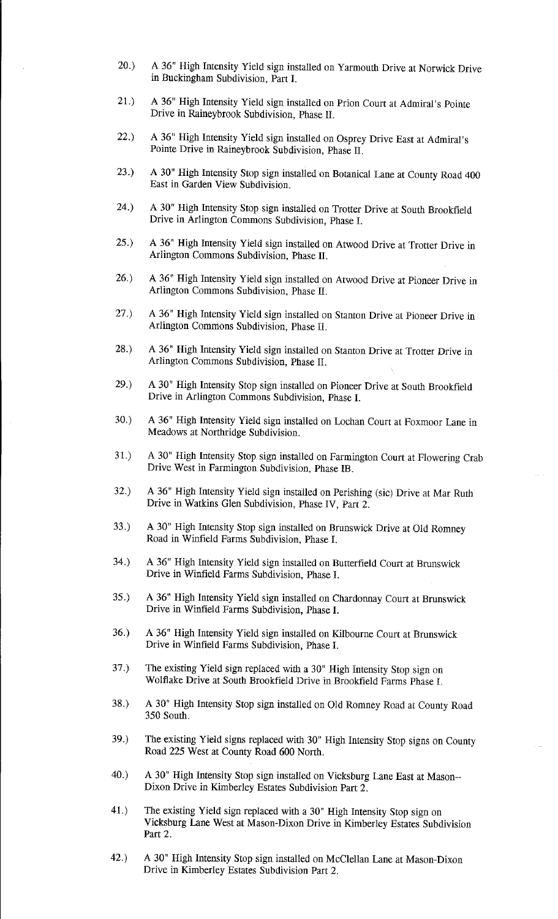20.) A 36" High Intensity Yield sign installed on Yarmouth Drive at Norwick Drive in Buckingham Subdivision, Part I.

21.) A 36" High Intensity Yield sign installed on Prion Court at Admiral's Pointe Drive in Raineybrook Subdivision, Phase II.

22.) A 36" High Intensity Yield sign installed on Osprey Drive East at Admiral's Pointe Drive in Raineybrook Subdivision, Phase II.

23.) A 30" High Intensity Stop sign installed on Botanical Lane at County Road 400 East in Garden View Subdivision.

24.) A 30" High Intensity Stop sign installed on Trotter Drive at South Brookfield Drive in Arlington Commons Subdivision, Phase I.

25.) A 36" High Intensity Yield sign installed on Atwood Drive at Trotter Drive in Arlington Commons Subdivision, Phase II.

26.) A 36" High Intensity Yield sign installed on Atwood Drive at Pioneer Drive in Arlington Commons Subdivision, Phase II.

27.) A 36" High Intensity Yield sign installed on Stanton Drive at Pioneer Drive in Arlington Commons Subdivision, Phase II.

28.) A 36" High Intensity Yield sign installed on Stanton Drive at Trotter Drive in Arlington Commons Subdivision, Phase II.

29.) A 30" High Intensity Stop sign installed on Pioneer Drive at South Brookfield Drive in Arlington Commons Subdivision, Phase I.

30.) A 36" High Intensity Yield sign installed on Lochan Court at Foxmoor Lane in Meadows at Northridge Subdivision.

31.) A 30" High Intensity Stop sign installed on Farmington Court at Flowering Crab Drive West in Farmington Subdivision, Phase IB.

32.) A 36" High Intensity Yield sign installed on Perishing (sic) Drive at Mar Ruth Drive in Watkins Glen Subdivision, Phase IV, Part 2.

33.) A 30" High Intensity Stop sign installed on Brunswick Drive at Old Romney Road in Winfield Farms Subdivision, Phase I.

34.) A 36" High Intensity Yield sign installed on Butterfield Court at Brunswick Drive in Winfield Farms Subdivision, Phase I.

35.) A 36" High Intensity Yield sign installed on Chardonnay Court at Brunswick Drive in Winfield Farms Subdivision, Phase I.

36.) A 36" High Intensity Yield sign installed on Kilbourne Court at Brunswick Drive in Winfield Farms Subdivision, Phase I.

37.) The existing Yield sign replaced with a 30" High Intensity Stop sign on Wolflake Drive at South Brookfield Drive in Brookfield Farms Phase I.

38.) A 30" High Intensity Stop sign installed on Old Romney Road at County Road 350 South.

39.) The existing Yield signs replaced with 30" High Intensity Stop signs on County Road 225 West at County Road 600 North.

40.) A 30" High Intensity Stop sign installed on Vicksburg Lane East at Mason--Dixon Drive in Kimberley Estates Subdivision Part 2.

41.) The existing Yield sign replaced with a 30" High Intensity Stop sign on Vicksburg Lane West at Mason-Dixon Drive in Kimberley Estates Subdivision Part 2.

42.) A 30" High Intensity Stop sign installed on McClellan Lane at Mason-Dixon Drive in Kimberley Estates Subdivision Part 2.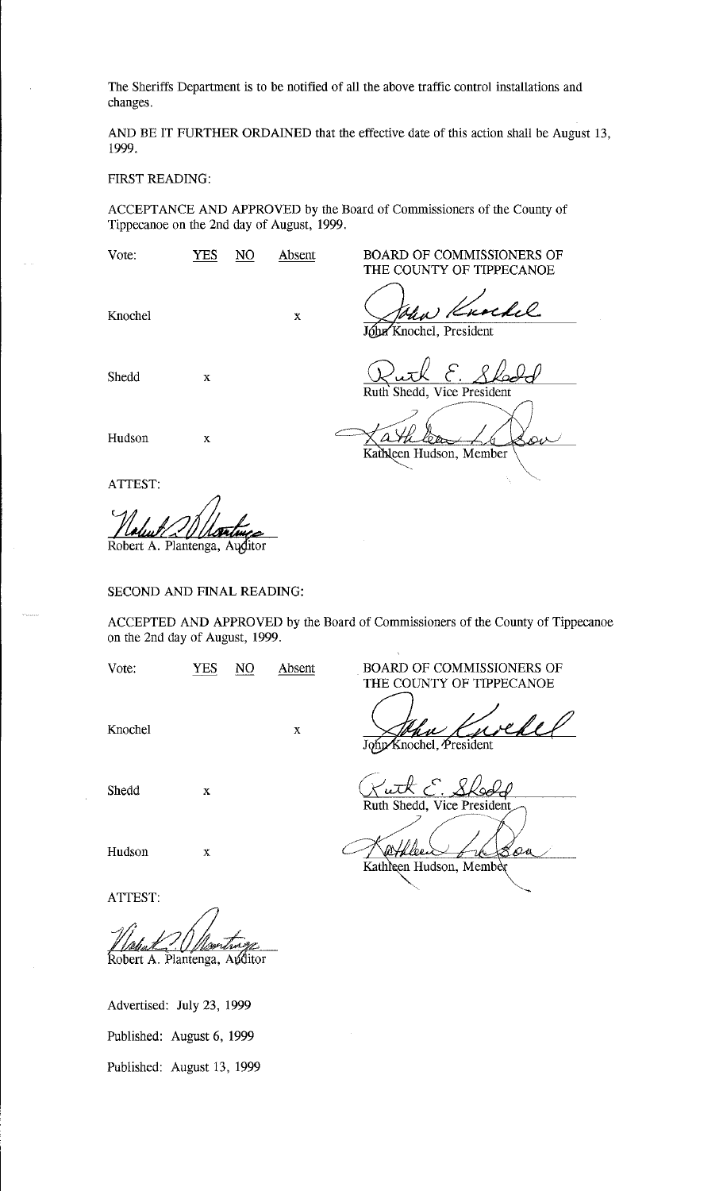The Sheriffs Department is to be notified of all the above traffic control installations and changes.

AND BE IT FURTHER ORDAINED that the effective date of this action shall be August 13, 1999.

FIRST READING:

ACCEPTANCE AND APPROVED by the Board of Commissioners of the County of Tippecanoe on the 2nd day of August, 1999.

| Vote: | YES | NO | Absent |
|---|---|---|---|
| Knochel | | | x |
| Shedd | x | | |
| Hudson | x | | |

BOARD OF COMMISSIONERS OF THE COUNTY OF TIPPECANOE

John Knochel, President

Ruth Shedd, Vice President

Kathleen Hudson, Member

ATTEST:

Robert A. Plantenga, Auditor

SECOND AND FINAL READING:

ACCEPTED AND APPROVED by the Board of Commissioners of the County of Tippecanoe on the 2nd day of August, 1999.

| Vote: | YES | NO | Absent |
|---|---|---|---|
| Knochel | | | x |
| Shedd | x | | |
| Hudson | x | | |

BOARD OF COMMISSIONERS OF THE COUNTY OF TIPPECANOE

John Knochel, President

Ruth Shedd, Vice President

Kathleen Hudson, Member

ATTEST:

Robert A. Plantenga, Auditor

Advertised: July 23, 1999

Published: August 6, 1999

Published: August 13, 1999